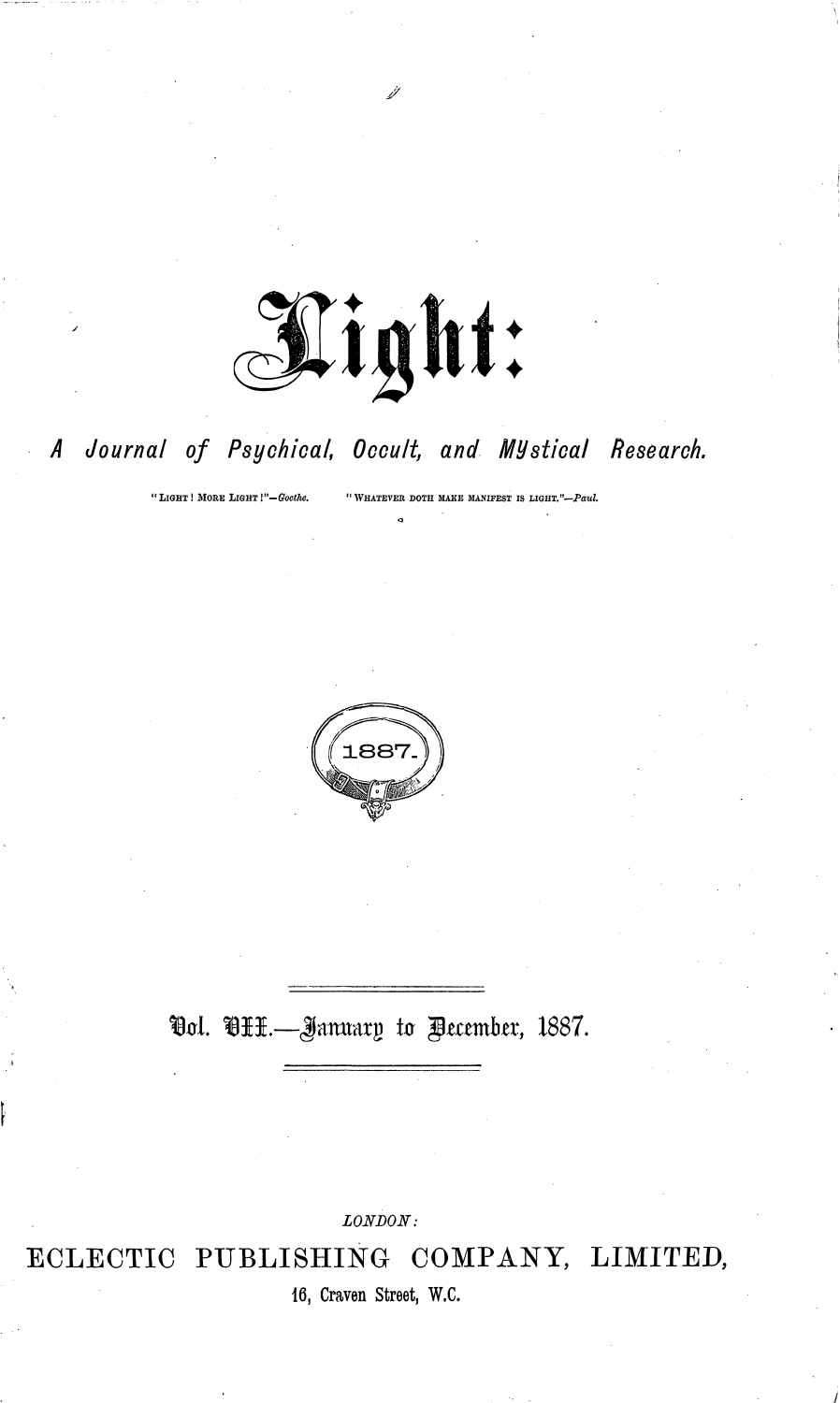# Light:

## A Journal of Psychical, Occult, and Mystical Research.

"LIGHT! MORE LIGHT!"—*Goethe.* "WHATEVER DOTH MAKE MANIFEST IS LIGHT."—*Paul.*

1887.

Vol. VII.—January to December, 1887.

*LONDON:*

ECLECTIC PUBLISHING COMPANY, LIMITED,

16, Craven Street, W.C.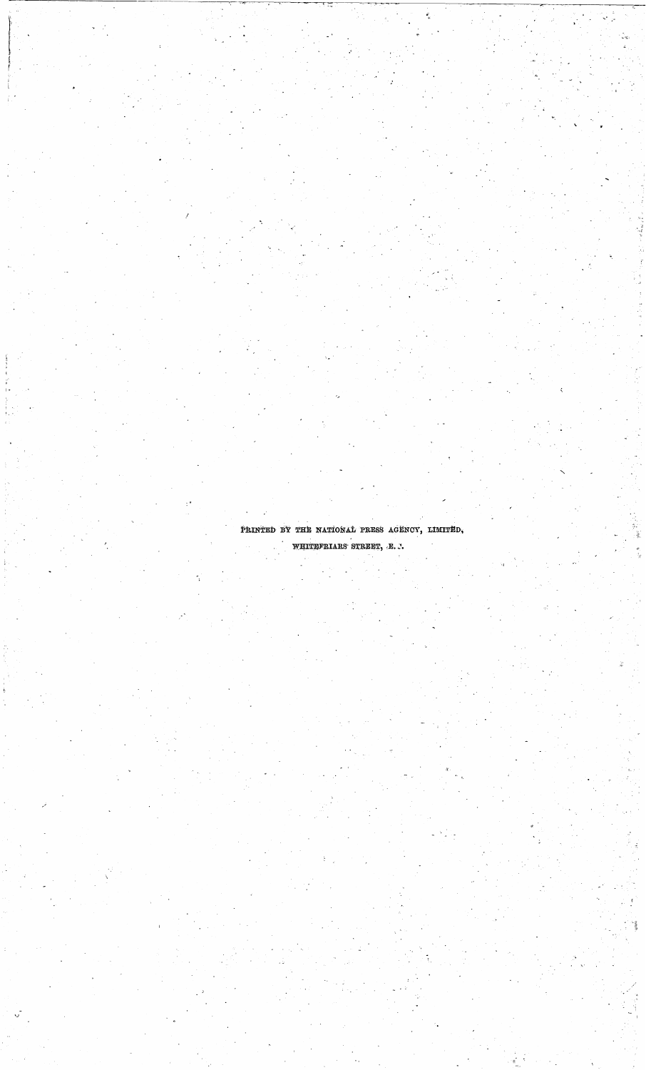PRINTED BY THE NATIONAL PRESS AGENCY, LIMITED,

WHITEFRIARS STREET, E.C.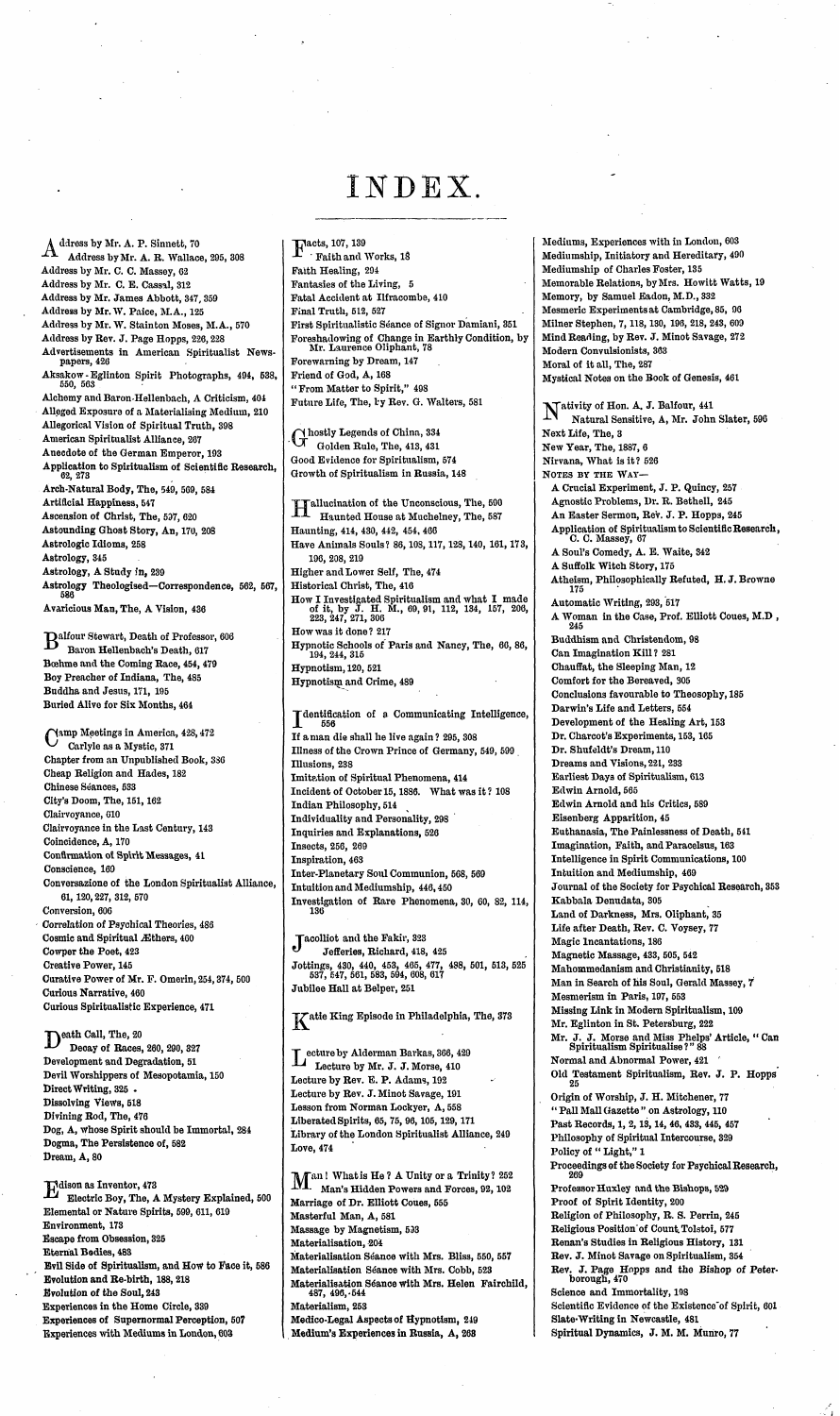# INDEX.

Address by Mr. A. P. Sinnett, 70
Address by Mr. A. R. Wallace, 295, 308
Address by Mr. C. C. Massey, 62
Address by Mr. C. E. Cassal, 312
Address by Mr. James Abbott, 347, 359
Address by Mr. W. Paice, M.A., 125
Address by Mr. W. Stainton Moses, M.A., 570
Address by Rev. J. Page Hopps, 226, 228
Advertisements in American Spiritualist Newspapers, 426
Aksakow-Eglinton Spirit Photographs, 494, 538, 550, 563
Alchemy and Baron Hellenbach, A Criticism, 404
Alleged Exposure of a Materialising Medium, 210
Allegorical Vision of Spiritual Truth, 398
American Spiritualist Alliance, 267
Anecdote of the German Emperor, 193
Application to Spiritualism of Scientific Research, 62, 273
Arch-Natural Body, The, 549, 569, 584
Artificial Happiness, 547
Ascension of Christ, The, 597, 620
Astounding Ghost Story, An, 170, 208
Astrologic Idioms, 258
Astrology, 345
Astrology, A Study in, 239
Astrology Theologised—Correspondence, 562, 567, 586
Avaricious Man, The, A Vision, 436

Balfour Stewart, Death of Professor, 606
Baron Hellenbach's Death, 617
Bœhme and the Coming Race, 454, 479
Boy Preacher of Indiana, The, 485
Buddha and Jesus, 171, 195
Buried Alive for Six Months, 464

Camp Meetings in America, 428, 472
Carlyle as a Mystic, 371
Chapter from an Unpublished Book, 336
Cheap Religion and Hades, 182
Chinese Séances, 533
City's Doom, The, 151, 162
Clairvoyance, 610
Clairvoyance in the Last Century, 143
Coincidence, A, 170
Confirmation of Spirit Messages, 41
Conscience, 160
Conversazione of the London Spiritualist Alliance, 61, 120, 227, 312, 570
Conversion, 606
Correlation of Psychical Theories, 486
Cosmic and Spiritual Æthers, 400
Cowper the Poet, 423
Creative Power, 145
Curative Power of Mr. F. Omerin, 254, 374, 500
Curious Narrative, 460
Curious Spiritualistic Experience, 471

Death Call, The, 20
Decay of Races, 260, 290, 327
Development and Degradation, 51
Devil Worshippers of Mesopotamia, 150
Direct Writing, 325
Dissolving Views, 518
Divining Rod, The, 476
Dog, A, whose Spirit should be Immortal, 284
Dogma, The Persistence of, 582
Dream, A, 80

Edison as Inventor, 473
Electric Boy, The, A Mystery Explained, 500
Elemental or Nature Spirits, 590, 611, 619
Environment, 173
Escape from Obsession, 325
Eternal Bodies, 483
Evil Side of Spiritualism, and How to Face it, 586
Evolution and Re-birth, 188, 218
Evolution of the Soul, 243
Experiences in the Home Circle, 339
Experiences of Supernormal Perception, 507
Experiences with Mediums in London, 603

Facts, 107, 139
Faith and Works, 18
Faith Healing, 294
Fantasies of the Living, 5
Fatal Accident at Ilfracombe, 410
Final Truth, 512, 527
First Spiritualistic Séance of Signor Damiani, 351
Foreshadowing of Change in Earthly Condition, by Mr. Laurence Oliphant, 78
Forewarning by Dream, 147
Friend of God, A, 168
"From Matter to Spirit," 498
Future Life, The, by Rev. G. Walters, 581

Ghostly Legends of China, 334
Golden Rule, The, 413, 431
Good Evidence for Spiritualism, 574
Growth of Spiritualism in Russia, 148

Hallucination of the Unconscious, The, 590
Haunted House at Muchelney, The, 587
Haunting, 414, 430, 442, 454, 466
Have Animals Souls? 86, 108, 117, 128, 140, 161, 173, 196, 208, 219
Higher and Lower Self, The, 474
Historical Christ, The, 416
How I Investigated Spiritualism and what I made of it, by J. H. M., 69, 91, 112, 134, 157, 206, 223, 247, 271, 306
How was it done? 217
Hypnotic Schools of Paris and Nancy, The, 66, 86, 194, 244, 315
Hypnotism, 120, 521
Hypnotism and Crime, 489

Identification of a Communicating Intelligence, 556
If a man die shall he live again? 295, 308
Illness of the Crown Prince of Germany, 549, 590
Illusions, 238
Imitation of Spiritual Phenomena, 414
Incident of October 15, 1886. What was it? 108
Indian Philosophy, 514
Individuality and Personality, 298
Inquiries and Explanations, 526
Insects, 256, 269
Inspiration, 463
Inter-Planetary Soul Communion, 568, 569
Intuition and Mediumship, 446, 450
Investigation of Rare Phenomena, 30, 60, 82, 114, 136

Jacolliot and the Fakir, 323
Jefferies, Richard, 418, 425
Jottings, 430, 440, 453, 465, 477, 488, 501, 513, 525, 537, 547, 561, 583, 594, 608, 617
Jubilee Hall at Belper, 251

Katie King Episode in Philadelphia, The, 373

Lecture by Alderman Barkas, 366, 429
Lecture by Mr. J. J. Morse, 410
Lecture by Rev. E. P. Adams, 192
Lecture by Rev. J. Minot Savage, 191
Lesson from Norman Lockyer, A, 558
Liberated Spirits, 65, 75, 96, 105, 129, 171
Library of the London Spiritualist Alliance, 249
Love, 474

Man! What is He? A Unity or a Trinity? 252
Man's Hidden Powers and Forces, 92, 102
Marriage of Dr. Elliott Coues, 555
Masterful Man, A, 581
Massage by Magnetism, 533
Materialisation, 204
Materialisation Séance with Mrs. Bliss, 550, 557
Materialisation Séance with Mrs. Cobb, 523
Materialisation Séance with Mrs. Helen Fairchild, 487, 496, 544
Materialism, 253
Medico-Legal Aspects of Hypnotism, 249
Medium's Experiences in Russia, A, 268
Mediums, Experiences with in London, 603
Mediumship, Initiatory and Hereditary, 490
Mediumship of Charles Foster, 135
Memorable Relations, by Mrs. Howitt Watts, 19
Memory, by Samuel Eadon, M.D., 332
Mesmeric Experiments at Cambridge, 85, 96
Milner Stephen, 7, 118, 130, 196, 218, 243, 609
Mind Reading, by Rev. J. Minot Savage, 272
Modern Convulsionists, 363
Moral of it all, The, 287
Mystical Notes on the Book of Genesis, 461

Nativity of Hon. A. J. Balfour, 441
Natural Sensitive, A, Mr. John Slater, 596
Next Life, The, 3
New Year, The, 1887, 6
Nirvana, What is it? 526

NOTES BY THE WAY—

- A Crucial Experiment, J. P. Quincy, 257
- Agnostic Problems, Dr. R. Bethell, 245
- An Easter Sermon, Rev. J. P. Hopps, 245
- Application of Spiritualism to Scientific Research, C. C. Massey, 67
- A Soul's Comedy, A. E. Waite, 342
- A Suffolk Witch Story, 175
- Atheism, Philosophically Refuted, H. J. Browne 175
- Automatic Writing, 293, 517
- A Woman in the Case, Prof. Elliott Coues, M.D, 245
- Buddhism and Christendom, 98
- Can Imagination Kill? 281
- Chauffat, the Sleeping Man, 12
- Comfort for the Bereaved, 305
- Conclusions favourable to Theosophy, 185
- Darwin's Life and Letters, 554
- Development of the Healing Art, 153
- Dr. Charcot's Experiments, 153, 165
- Dr. Shufeldt's Dream, 110
- Dreams and Visions, 221, 233
- Earliest Days of Spiritualism, 613
- Edwin Arnold, 565
- Edwin Arnold and his Critics, 589
- Eisenberg Apparition, 45
- Euthanasia, The Painlessness of Death, 541
- Imagination, Faith, and Paracelsus, 163
- Intelligence in Spirit Communications, 100
- Intuition and Mediumship, 469
- Journal of the Society for Psychical Research, 353
- Kabbala Denudata, 305
- Land of Darkness, Mrs. Oliphant, 35
- Life after Death, Rev. C. Voysey, 77
- Magic Incantations, 186
- Magnetic Massage, 433, 505, 542
- Mahommedanism and Christianity, 518
- Man in Search of his Soul, Gerald Massey, 7
- Mesmerism in Paris, 197, 553
- Missing Link in Modern Spiritualism, 109
- Mr. Eglinton in St. Petersburg, 222
- Mr. J. J. Morse and Miss Phelps' Article, "Can Spiritualism Spiritualise?" 88
- Normal and Abnormal Power, 421
- Old Testament Spiritualism, Rev. J. P. Hopps 25
- Origin of Worship, J. H. Mitchener, 77
- "Pall Mall Gazette" on Astrology, 110
- Past Records, 1, 2, 13, 14, 46, 433, 445, 457
- Philosophy of Spiritual Intercourse, 329
- Policy of "Light," 1
- Proceedings of the Society for Psychical Research, 269
- Professor Huxley and the Bishops, 529
- Proof of Spirit Identity, 200
- Religion of Philosophy, R. S. Perrin, 245
- Religious Position of Count Tolstoi, 577
- Renan's Studies in Religious History, 131
- Rev. J. Minot Savage on Spiritualism, 354
- Rev. J. Page Hopps and the Bishop of Peterborough, 470
- Science and Immortality, 108
- Scientific Evidence of the Existence of Spirit, 601
- Slate-Writing in Newcastle, 481
- Spiritual Dynamics, J. M. M. Munro, 77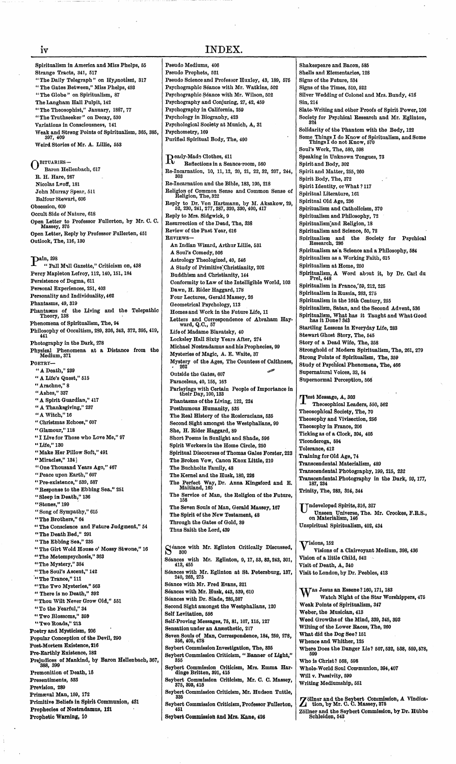# INDEX.

Spiritualism in America and Miss Phelps, 55
Strange Tracts, 341, 517
"The Daily Telegraph" on Hypnotism, 317
"The Gates Between," Miss Phelps, 493
"The Globe" on Spiritualism, 87
The Langham Hall Pulpit, 142
"The Theosophist," January, 1887, 77
"The Truthseeker" on Decay, 530
Variations in Consciousness, 141
Weak and Strong Points of Spiritualism, 365, 385, 397, 409
Weird Stories of Mr. A. Lillie, 553

OBITUARIES—
- Baron Hellenbach, 617
- R. H. Hare, 267
- Nicolas Lvoff, 181
- John Murray Spear, 511
- Balfour Stewart, 606

Obsession, 609
Occult Side of Nature, 618
Open Letter to Professor Fullerton, by Mr. C. C. Massey, 375
Open Letter, Reply by Professor Fullerton, 451
Outlook, The, 116, 130

Pain, 298
- "Pall Mall Gazette," Criticism on, 438

Percy Mapleton Lefroy, 112, 140, 151, 184
Persistence of Dogma, 611
Personal Experiences, 251, 403
Personality and Individuality, 462
Phantasms, 49, 319
Phantasms of the Living and the Telepathic Theory, 138
Phenomena of Spiritualism, The, 94
Philosophy of Occultism, 289, 326, 343, 372, 395, 419, 441
Photography in the Dark, 278
Physical Phenomena at a Distance from the Medium, 371

POETRY—
- "A Death," 239
- "A Life's Quest," 515
- "Arachne," 8
- "Ashes," 337
- "A Spirit Guardian," 417
- "A Thanksgiving," 237
- "A Witch," 16
- "Christmas Echoes," 607
- "Glamour," 118
- "I Live for Those who Love Me," 97
- "Life," 130
- "Make Her Pillow Soft," 491
- "Miracles," 134
- "One Thousand Years Ago," 467
- "Peace upon Earth," 607
- "Pre-existence," 539, 587
- "Response to the Ebbing Sea," 251
- "Sleep in Death," 136
- "Stones," 199
- "Song of Sympathy," 615
- "The Brothers," 64
- "The Conscience and Future Judgment," 54
- "The Death Bed," 291
- "The Ebbing Sea," 235
- "The Girt Wold House o' Mossy Stwone," 16
- "The Metempsychosis," 363
- "The Mystery," 384
- "The Soul's Ascent," 142
- "The Trance," 111
- "The Two Mysteries," 563
- "There is no Death," 392
- "Thou Wilt Never Grow Old," 551
- "To the Fearful," 34
- "Two Blossoms," 359
- "Two Roads," 213

Poetry and Mysticism, 206
Popular Conception of the Devil, 290
Post-Mortem Existence, 216
Pre-Earthly Existence, 182
Prejudices of Mankind, by Baron Hellenbach, 367, 388, 399
Premonition of Death, 15
Presentiments, 533
Prevision, 289
Primæval Man, 159, 172
Primitive Beliefs in Spirit Communion, 431
Prophecies of Nostradamus, 121
Prophetic Warning, 10

Pseudo Mediums, 406
Pseudo Prophets, 521
Pseudo Science and Professor Huxley, 43, 189, 575
Psychographic Séance with Mr. Watkins, 502
Psychographic Séance with Mr. Wilson, 502
Psychography and Conjuring, 27, 42, 459
Psychography in California, 259
Psychology in Biography, 423
Psychological Society at Munich, A, 31
Psychometry, 169
Purified Spiritual Body, The, 490

Ready-Made Clothes, 411
- Reflections in a Seance-room, 560

Re-Incarnation, 10, 11, 12, 20, 21, 22, 32, 207, 244, 303
Re-Incarnation and the Bible, 183, 195, 218
Religion of Common Sense and Common Sense of Religion, The, 322
Reply to Dr. Von Hartmann, by M. Aksakow, 29, 52, 230, 241, 277, 287, 320, 330, 400, 417
Reply to Mrs. Sidgwick, 9
Resurrection of the Dead, The, 338
Review of the Past Year, 616

REVIEWS—
- An Indian Wizard, Arthur Lillie, 531
- A Soul's Comedy, 506
- Astrology Theologized, 40, 546
- A Study of Primitive Christianity, 202
- Buddhism and Christianity, 144
- Conformity to Law of the Intelligible World, 103
- Dawn, H. Rider Haggard, 178
- Four Lectures, Gerald Massey, 26
- Geometrical Psychology, 113
- Homes and Work in the Future Life, 11
- Letters and Correspondence of Abraham Hayward, Q.C., 57
- Life of Madame Blavatsky, 40
- Locksley Hall Sixty Years After, 274
- Michael Nostradamus and his Prophecies, 99
- Mysteries of Magic, A. E. Waite, 37
- Mystery of the Ages, The Countess of Caithness, 262
- Outside the Gates, 607
- Paracelsus, 40, 155, 163
- Parleyings with Certain People of Importance in their Day, 100, 133
- Phantasms of the Living, 122, 224
- Posthumous Humanity, 535
- The Real History of the Rosicrucians, 535
- Second Sight amongst the Westphalians, 99
- She, H. Rider Haggard, 89
- Short Poems in Sunlight and Shade, 596
- Spirit Workers in the Home Circle, 250
- Spiritual Discourses of Thomas Gales Forster, 223
- The Broken Vow, Canon Knox Little, 210
- The Buchholtz Family, 48
- The Kernel and the Husk, 180, 226
- The Perfect Way, Dr. Anna Kingsford and E. Maitland, 165
- The Service of Man, the Religion of the Future, 158
- The Seven Souls of Man, Gerald Massey, 167
- The Spirit of the New Testament, 48
- Through the Gates of Gold, 39
- Thus Saith the Lord, 439

Séance with Mr. Eglinton Critically Discussed, 300
Séances with Mr. Eglinton, 9, 17, 53, 83, 243, 301, 413, 455
Séances with Mr. Eglinton at St. Petersburg, 137, 240, 263, 275
Séance with Mr. Fred Evans, 321
Séances with Mr. Husk, 443, 539, 610
Séances with Dr. Slade, 285, 387
Second Sight amongst the Westphalians, 120
Self Levitation, 556
Self-Proving Messages, 75, 81, 107, 115, 127
Sensation under an Anæsthetic, 217
Seven Souls of Man, Correspondence, 184, 259, 278, 356, 405, 478
Seybert Commission Investigation, The, 335
Seybert Commission Criticism, "Banner of Light," 355
Seybert Commission Criticism, Mrs. Emma Hardinge Britten, 391, 415
Seybert Commission Criticism, Mr. C. C. Massey, 375, 393, 415
Seybert Commission Criticism, Mr. Hudson Tuttle, 335
Seybert Commission Criticism, Professor Fullerton, 451
Seybert Commission and Mrs. Kane, 426

Shakespeare and Bacon, 585
Shells and Elementaries, 128
Signs of the Future, 534
Signs of the Times, 510, 522
Silver Wedding of Colonel and Mrs. Bundy, 418
Sin, 214
Slate-Writing and other Proofs of Spirit Power, 106
Society for Psychical Research and Mr. Eglinton, 324
Solidarity of the Phantom with the Body, 122
Some Things I do Know of Spiritualism, and Some Things I do not Know, 570
Soul's Work, The, 580, 598
Speaking in Unknown Tongues, 73
Spirit and Body, 302
Spirit and Matter, 255, 260
Spirit Body, The, 372
Spirit Identity, or What? 117
Spiritual Literature, 161
Spiritual Old Age, 236
Spiritualism and Catholicism, 370
Spiritualism and Philosophy, 72
Spiritualism and Religion, 18
Spiritualism and Science, 50, 72
Spiritualism and the Society for Psychical Research, 286
Spiritualism as a Science and a Philosophy, 584
Spiritualism as a Working Faith, 615
Spiritualism at Home, 250
Spiritualism, A Word about it, by Dr. Carl du Prel, 448
Spiritualism in France, 59, 212, 225
Spiritualism in Russia, 263, 275
Spiritualism in the 16th Century, 255
Spiritualism, Satan, and the Second Advent, 536
Spiritualism, What has it Taught and What Good has it Done? 343
Startling Lessons in Everyday Life, 283
Stewart Ghost Story, The, 545
Story of a Dead Wife, The, 358
Stronghold of Modern Spiritualism, The, 261, 279
Strong Points of Spiritualism, The, 359
Study of Psychical Phenomena, The, 466
Supernatural Voices, 33, 54
Supernormal Perception, 566

Test Message, A, 303
- Theosophical Leaders, 550, 562

Theosophical Society, The, 70
Theosophy and Vivisection, 256
Theosophy in France, 206
Ticking as of a Clock, 394, 405
Ticonderoga, 594
Tolerance, 412
Training for Old Age, 74
Transcendental Materialism, 489
Transcendental Photography, 199, 215, 232
Transcendental Photography in the Dark, 93, 177, 187, 234
Trinity, The, 283, 324, 344

Undeveloped Spirits, 316, 327
- Unseen Universe, The. Mr. Crookes, F.R.S., on Materialism, 146

Unspiritual Spiritualism, 402, 434

Visions, 152
- Visions of a Clairvoyant Medium, 398, 436

Vision of a little Child, 542
Visit of Death, A, 340
Visit to London, by Dr. Peebles, 413

Was Jesus an Essene? 160, 171, 183
- Watch Night of the Star Worshippers, 475

Weak Points of Spiritualism, 347
Weber, the Musician, 413
Weed Growths of the Mind, 339, 345, 393
Wilting of the Lower Races, The, 260
What did the Dog See? 151
Whence and Whither, 125
Where Does the Danger Lie? 507, 532, 538, 559, 578, 599
Who is Christ? 568, 598
Whole-World Soul Communion, 394, 407
Will v. Passivity, 599
Writing Mediumship, 551

Zöllner and the Seybert Commission, A Vindication, by Mr. C. C. Massey, 375
Zöllner and the Seybert Commission, by Dr. Hübbe Schleiden, 543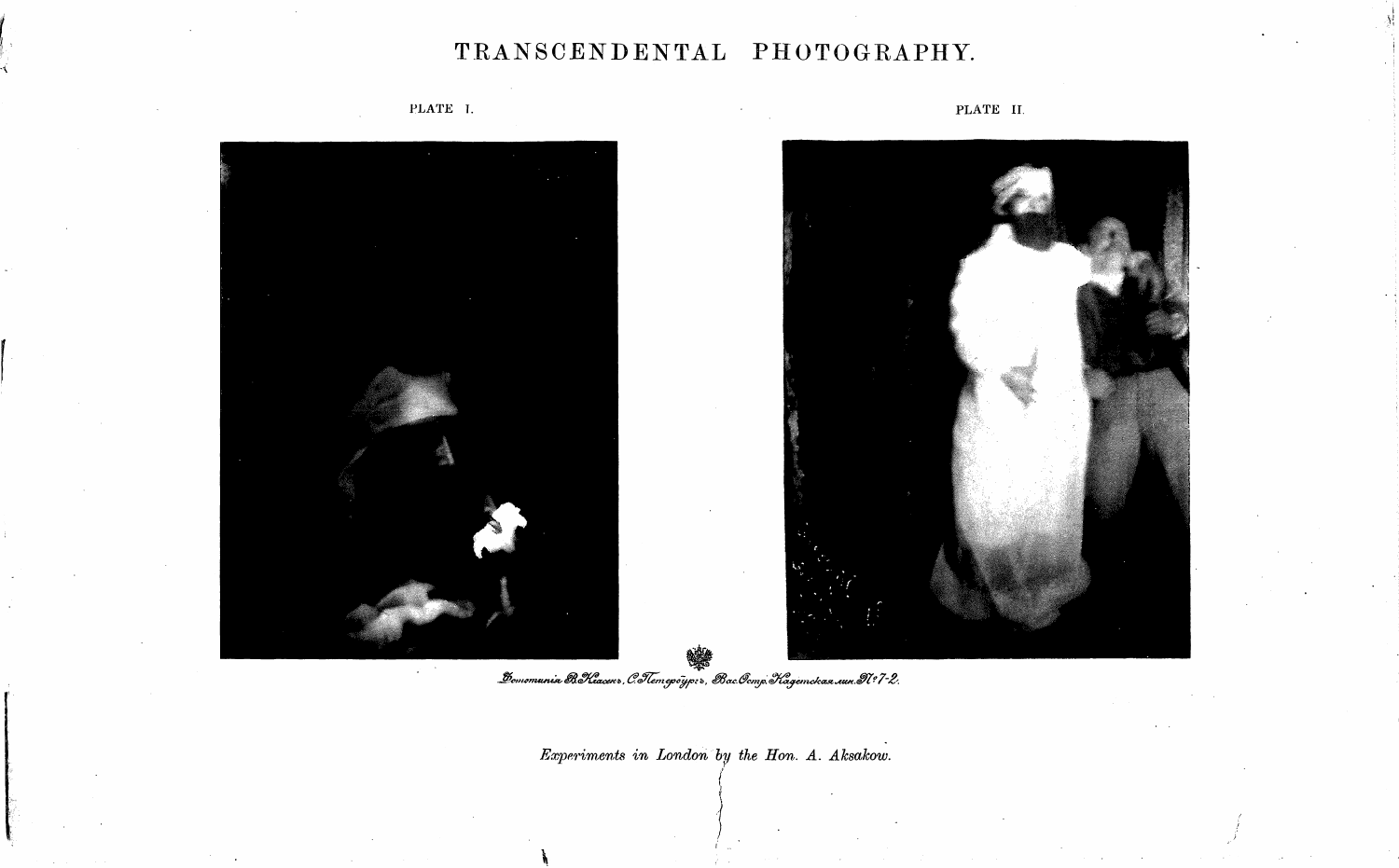# TRANSCENDENTAL PHOTOGRAPHY.

PLATE I.

PLATE II.

Фототипія В. Классенъ, С. Петербургъ, Вас. Остр. Кадетская лин. № 7-2.

*Experiments in London by the Hon. A. Aksakow.*